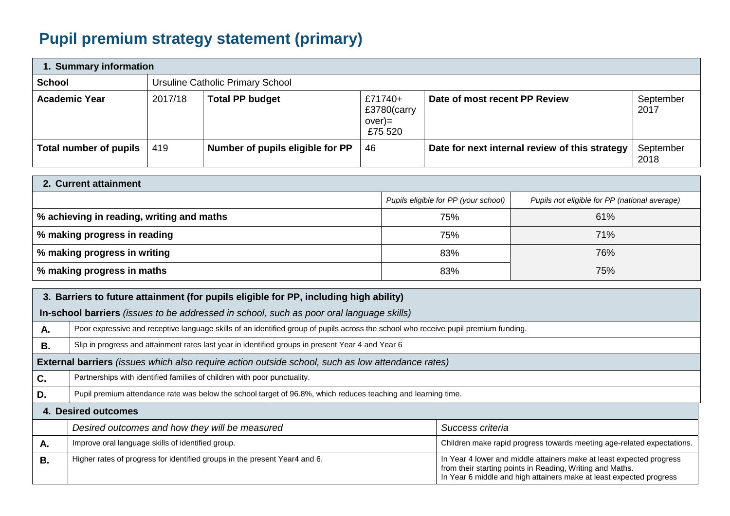# Pupil premium strategy statement (primary)

| 1. Summary information | | | | | |
|---|---|---|---|---|---|
| **School** | Ursuline Catholic Primary School | | | | |
| **Academic Year** | 2017/18 | **Total PP budget** | £71740+ £3780(carry over)= £75 520 | **Date of most recent PP Review** | September 2017 |
| **Total number of pupils** | 419 | **Number of pupils eligible for PP** | 46 | **Date for next internal review of this strategy** | September 2018 |

| 2. Current attainment | | |
|---|---|---|
| | *Pupils eligible for PP (your school)* | *Pupils not eligible for PP (national average)* |
| **% achieving in reading, writing and maths** | 75% | 61% |
| **% making progress in reading** | 75% | 71% |
| **% making progress in writing** | 83% | 76% |
| **% making progress in maths** | 83% | 75% |

| 3. Barriers to future attainment (for pupils eligible for PP, including high ability) | |
|---|---|
| **In-school barriers** *(issues to be addressed in school, such as poor oral language skills)* | |
| **A.** | Poor expressive and receptive language skills of an identified group of pupils across the school who receive pupil premium funding. |
| **B.** | Slip in progress and attainment rates last year in identified groups in present Year 4 and Year 6 |
| **External barriers** *(issues which also require action outside school, such as low attendance rates)* | |
| **C.** | Partnerships with identified families of children with poor punctuality. |
| **D.** | Pupil premium attendance rate was below the school target of 96.8%, which reduces teaching and learning time. |

| 4. Desired outcomes | | |
|---|---|---|
| | *Desired outcomes and how they will be measured* | *Success criteria* |
| **A.** | Improve oral language skills of identified group. | Children make rapid progress towards meeting age-related expectations. |
| **B.** | Higher rates of progress for identified groups in the present Year4 and 6. | In Year 4 lower and middle attainers make at least expected progress from their starting points in Reading, Writing and Maths.<br>In Year 6 middle and high attainers make at least expected progress |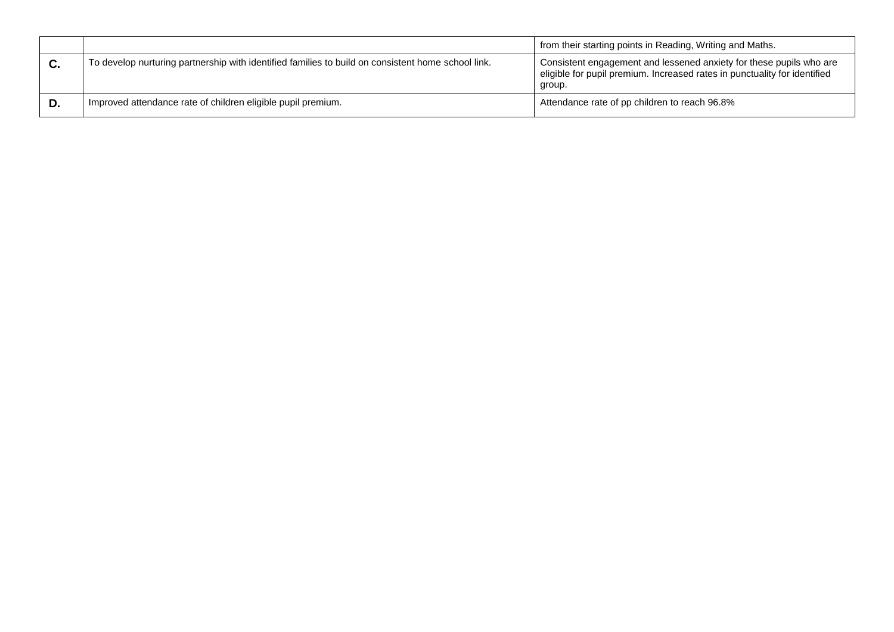| | | |
|---|---|---|
| | | from their starting points in Reading, Writing and Maths. |
| **C.** | To develop nurturing partnership with identified families to build on consistent home school link. | Consistent engagement and lessened anxiety for these pupils who are eligible for pupil premium. Increased rates in punctuality for identified group. |
| **D.** | Improved attendance rate of children eligible pupil premium. | Attendance rate of pp children to reach 96.8% |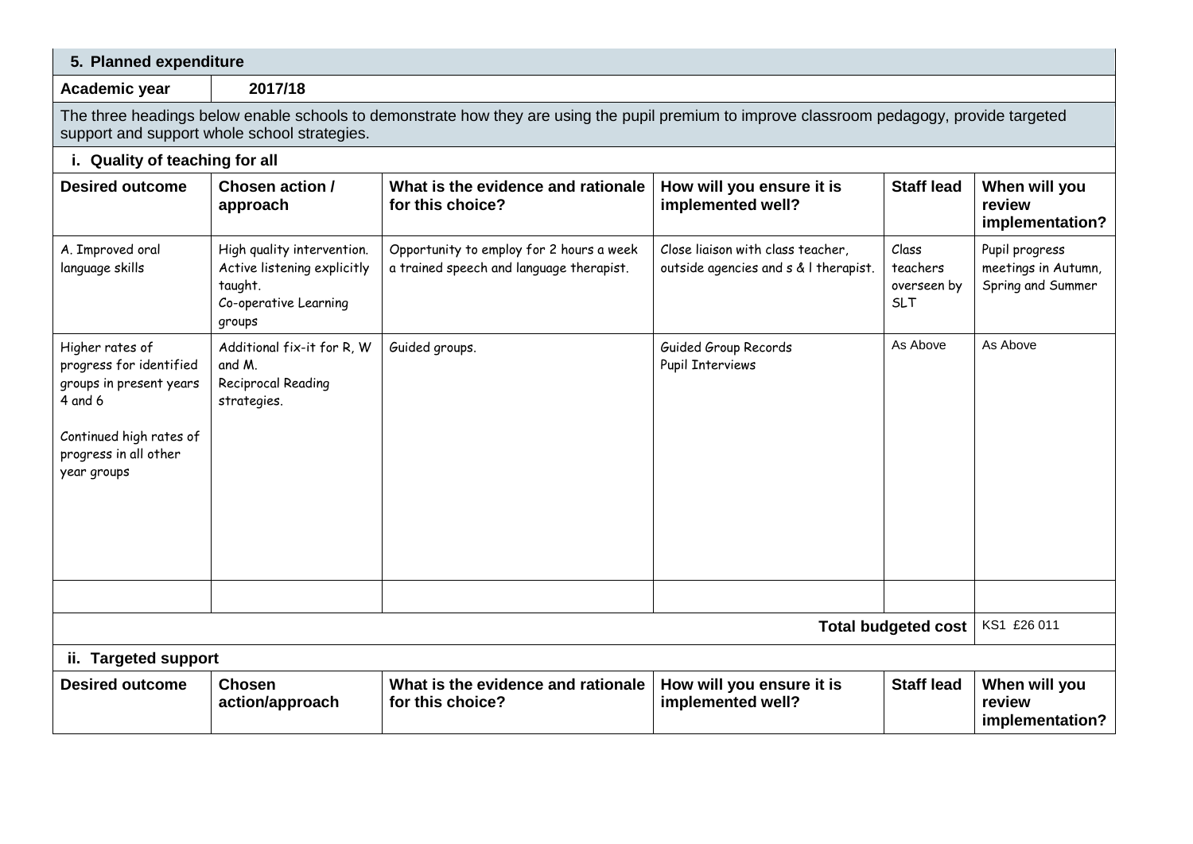## 5. Planned expenditure

| Academic year | 2017/18 |
|---|---|

The three headings below enable schools to demonstrate how they are using the pupil premium to improve classroom pedagogy, provide targeted support and support whole school strategies.

### i. Quality of teaching for all

| Desired outcome | Chosen action / approach | What is the evidence and rationale for this choice? | How will you ensure it is implemented well? | Staff lead | When will you review implementation? |
|---|---|---|---|---|---|
| A. Improved oral language skills | High quality intervention. Active listening explicitly taught. Co-operative Learning groups | Opportunity to employ for 2 hours a week a trained speech and language therapist. | Close liaison with class teacher, outside agencies and s & l therapist. | Class teachers overseen by SLT | Pupil progress meetings in Autumn, Spring and Summer |
| Higher rates of progress for identified groups in present years 4 and 6<br><br>Continued high rates of progress in all other year groups | Additional fix-it for R, W and M.<br>Reciprocal Reading strategies. | Guided groups. | Guided Group Records<br>Pupil Interviews | As Above | As Above |
| | | | | | |
| | | | | **Total budgeted cost** | KS1 £26 011 |

### ii. Targeted support

| Desired outcome | Chosen action/approach | What is the evidence and rationale for this choice? | How will you ensure it is implemented well? | Staff lead | When will you review implementation? |
|---|---|---|---|---|---|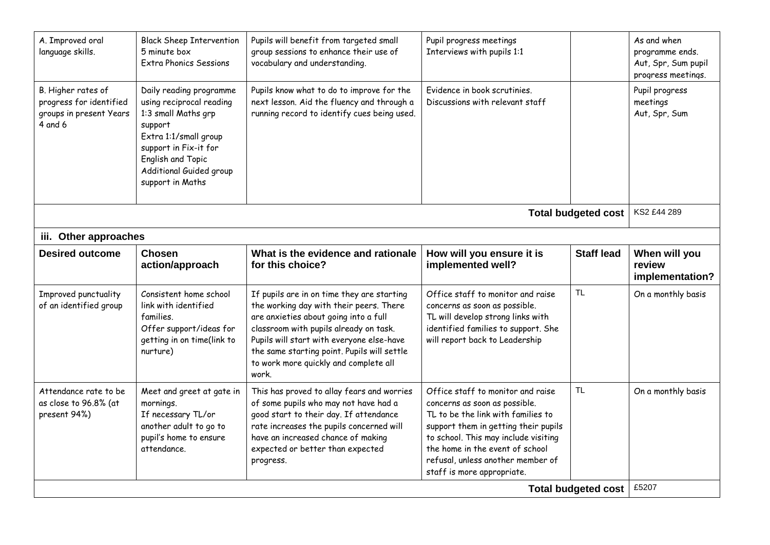| | | | | | |
|---|---|---|---|---|---|
| A. Improved oral language skills. | Black Sheep Intervention<br>5 minute box<br>Extra Phonics Sessions | Pupils will benefit from targeted small group sessions to enhance their use of vocabulary and understanding. | Pupil progress meetings<br>Interviews with pupils 1:1 | | As and when programme ends.<br>Aut, Spr, Sum pupil progress meetings. |
| B. Higher rates of progress for identified groups in present Years 4 and 6 | Daily reading programme using reciprocal reading<br>1:3 small Maths grp support<br>Extra 1:1/small group support in Fix-it for English and Topic<br>Additional Guided group support in Maths | Pupils know what to do to improve for the next lesson. Aid the fluency and through a running record to identify cues being used. | Evidence in book scrutinies.<br>Discussions with relevant staff | | Pupil progress meetings<br>Aut, Spr, Sum |
| | | | | **Total budgeted cost** | KS2 £44 289 |

**iii. Other approaches**

| Desired outcome | Chosen action/approach | What is the evidence and rationale for this choice? | How will you ensure it is implemented well? | Staff lead | When will you review implementation? |
|---|---|---|---|---|---|
| Improved punctuality of an identified group | Consistent home school link with identified families.<br>Offer support/ideas for getting in on time(link to nurture) | If pupils are in on time they are starting the working day with their peers. There are anxieties about going into a full classroom with pupils already on task. Pupils will start with everyone else-have the same starting point. Pupils will settle to work more quickly and complete all work. | Office staff to monitor and raise concerns as soon as possible.<br>TL will develop strong links with identified families to support. She will report back to Leadership | TL | On a monthly basis |
| Attendance rate to be as close to 96.8% (at present 94%) | Meet and greet at gate in mornings.<br>If necessary TL/or another adult to go to pupil's home to ensure attendance. | This has proved to allay fears and worries of some pupils who may not have had a good start to their day. If attendance rate increases the pupils concerned will have an increased chance of making expected or better than expected progress. | Office staff to monitor and raise concerns as soon as possible.<br>TL to be the link with families to support them in getting their pupils to school. This may include visiting the home in the event of school refusal, unless another member of staff is more appropriate. | TL | On a monthly basis |
| | | | | **Total budgeted cost** | £5207 |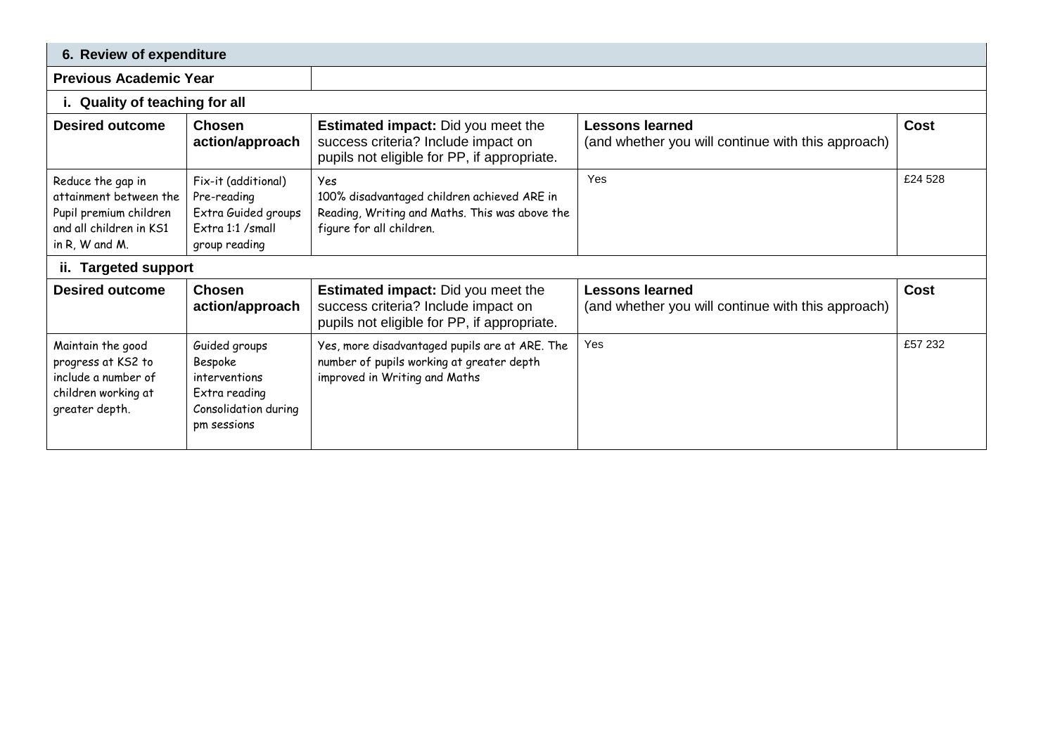| 6. Review of expenditure | | | | |
|---|---|---|---|---|
| **Previous Academic Year** | | | | |
| **i. Quality of teaching for all** | | | | |
| **Desired outcome** | **Chosen action/approach** | **Estimated impact:** Did you meet the success criteria? Include impact on pupils not eligible for PP, if appropriate. | **Lessons learned** (and whether you will continue with this approach) | **Cost** |
| Reduce the gap in attainment between the Pupil premium children and all children in KS1 in R, W and M. | Fix-it (additional) Pre-reading Extra Guided groups Extra 1:1 /small group reading | Yes 100% disadvantaged children achieved ARE in Reading, Writing and Maths. This was above the figure for all children. | Yes | £24 528 |
| **ii. Targeted support** | | | | |
| **Desired outcome** | **Chosen action/approach** | **Estimated impact:** Did you meet the success criteria? Include impact on pupils not eligible for PP, if appropriate. | **Lessons learned** (and whether you will continue with this approach) | **Cost** |
| Maintain the good progress at KS2 to include a number of children working at greater depth. | Guided groups Bespoke interventions Extra reading Consolidation during pm sessions | Yes, more disadvantaged pupils are at ARE. The number of pupils working at greater depth improved in Writing and Maths | Yes | £57 232 |